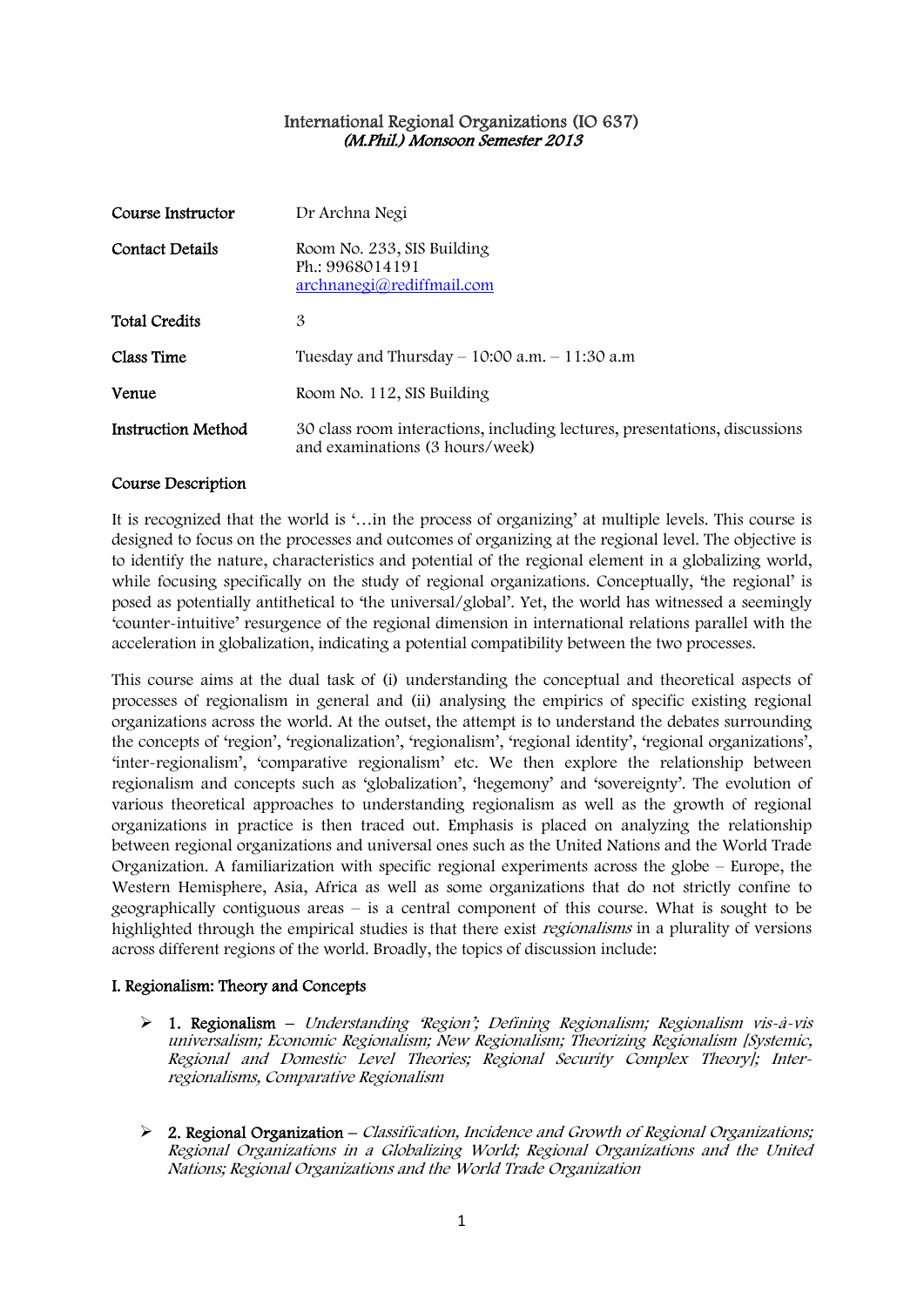# International Regional Organizations (IO 637)
## *(M.Phil.) Monsoon Semester 2013*

| | |
|---|---|
| **Course Instructor** | Dr Archna Negi |
| **Contact Details** | Room No. 233, SIS Building<br>Ph.: 9968014191<br>archnanegi@rediffmail.com |
| **Total Credits** | 3 |
| **Class Time** | Tuesday and Thursday – 10:00 a.m. – 11:30 a.m |
| **Venue** | Room No. 112, SIS Building |
| **Instruction Method** | 30 class room interactions, including lectures, presentations, discussions and examinations (3 hours/week) |

### Course Description

It is recognized that the world is '…in the process of organizing' at multiple levels. This course is designed to focus on the processes and outcomes of organizing at the regional level. The objective is to identify the nature, characteristics and potential of the regional element in a globalizing world, while focusing specifically on the study of regional organizations. Conceptually, 'the regional' is posed as potentially antithetical to 'the universal/global'. Yet, the world has witnessed a seemingly 'counter-intuitive' resurgence of the regional dimension in international relations parallel with the acceleration in globalization, indicating a potential compatibility between the two processes.

This course aims at the dual task of (i) understanding the conceptual and theoretical aspects of processes of regionalism in general and (ii) analysing the empirics of specific existing regional organizations across the world. At the outset, the attempt is to understand the debates surrounding the concepts of 'region', 'regionalization', 'regionalism', 'regional identity', 'regional organizations', 'inter-regionalism', 'comparative regionalism' etc. We then explore the relationship between regionalism and concepts such as 'globalization', 'hegemony' and 'sovereignty'. The evolution of various theoretical approaches to understanding regionalism as well as the growth of regional organizations in practice is then traced out. Emphasis is placed on analyzing the relationship between regional organizations and universal ones such as the United Nations and the World Trade Organization. A familiarization with specific regional experiments across the globe – Europe, the Western Hemisphere, Asia, Africa as well as some organizations that do not strictly confine to geographically contiguous areas – is a central component of this course. What is sought to be highlighted through the empirical studies is that there exist *regionalisms* in a plurality of versions across different regions of the world. Broadly, the topics of discussion include:

### I. Regionalism: Theory and Concepts

- 1. **Regionalism** – *Understanding 'Region'; Defining Regionalism; Regionalism vis-à-vis universalism; Economic Regionalism; New Regionalism; Theorizing Regionalism [Systemic, Regional and Domestic Level Theories; Regional Security Complex Theory]; Inter-regionalisms, Comparative Regionalism*

- 2. **Regional Organization** – *Classification, Incidence and Growth of Regional Organizations; Regional Organizations in a Globalizing World; Regional Organizations and the United Nations; Regional Organizations and the World Trade Organization*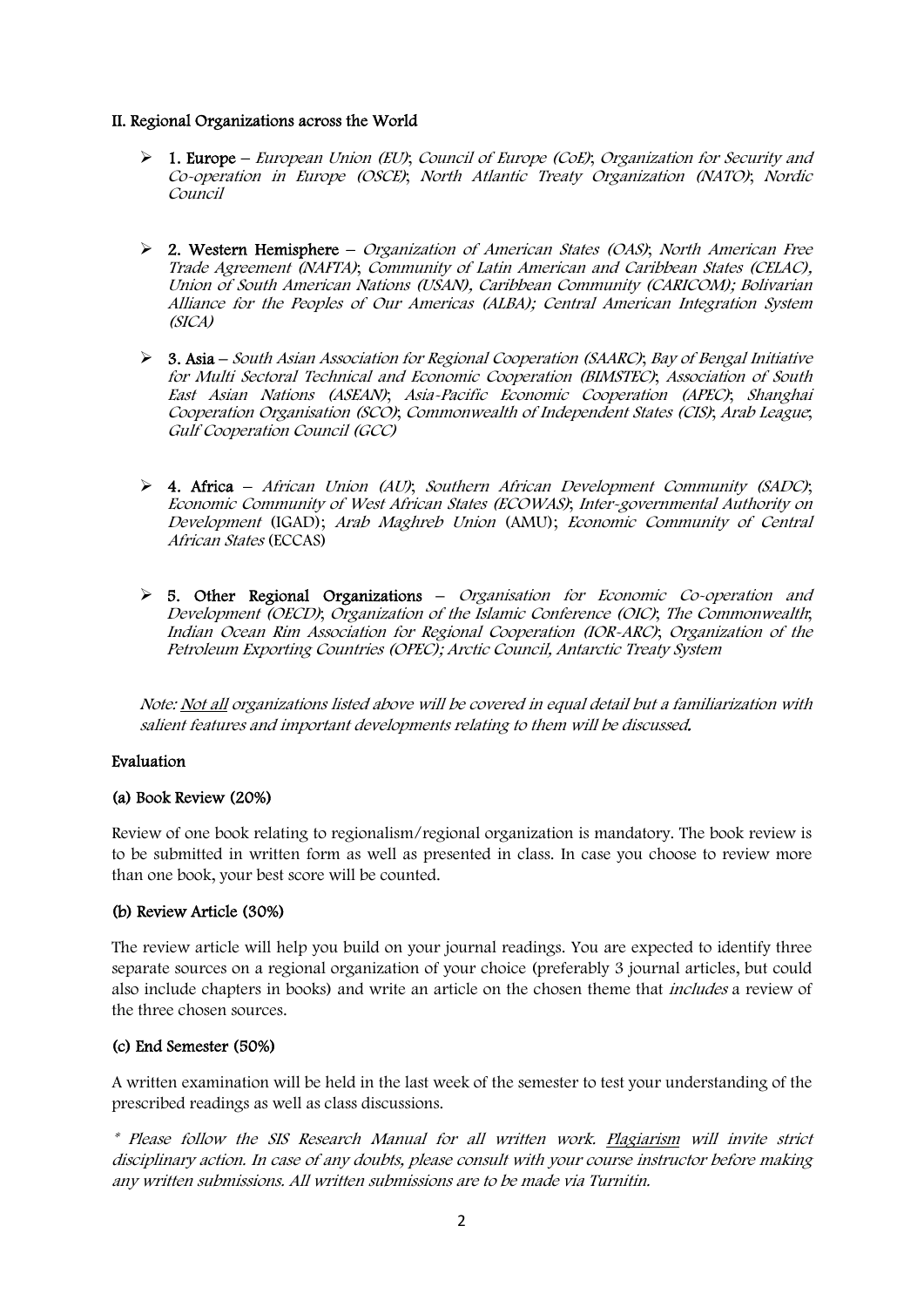## II. Regional Organizations across the World

- **1. Europe** – *European Union (EU)*; *Council of Europe (CoE)*; *Organization for Security and Co-operation in Europe (OSCE)*; *North Atlantic Treaty Organization (NATO)*; *Nordic Council*

- **2. Western Hemisphere** – *Organization of American States (OAS)*; *North American Free Trade Agreement (NAFTA)*; *Community of Latin American and Caribbean States (CELAC), Union of South American Nations (USAN), Caribbean Community (CARICOM); Bolivarian Alliance for the Peoples of Our Americas (ALBA); Central American Integration System (SICA)*

- **3. Asia** – *South Asian Association for Regional Cooperation (SAARC)*; *Bay of Bengal Initiative for Multi Sectoral Technical and Economic Cooperation (BIMSTEC)*; *Association of South East Asian Nations (ASEAN)*; *Asia-Pacific Economic Cooperation (APEC)*; *Shanghai Cooperation Organisation (SCO)*; *Commonwealth of Independent States (CIS)*; *Arab League*; *Gulf Cooperation Council (GCC)*

- **4. Africa** – *African Union (AU)*; *Southern African Development Community (SADC)*; *Economic Community of West African States (ECOWAS)*; *Inter-governmental Authority on Development* (IGAD); *Arab Maghreb Union* (AMU); *Economic Community of Central African States* (ECCAS)

- **5. Other Regional Organizations** – *Organisation for Economic Co-operation and Development (OECD)*; *Organization of the Islamic Conference (OIC)*; *The Commonwealth*; *Indian Ocean Rim Association for Regional Cooperation (IOR-ARC)*; *Organization of the Petroleum Exporting Countries (OPEC); Arctic Council, Antarctic Treaty System*

*Note: Not all organizations listed above will be covered in equal detail but a familiarization with salient features and important developments relating to them will be discussed.*

### Evaluation

#### (a) Book Review (20%)

Review of one book relating to regionalism/regional organization is mandatory. The book review is to be submitted in written form as well as presented in class. In case you choose to review more than one book, your best score will be counted.

#### (b) Review Article (30%)

The review article will help you build on your journal readings. You are expected to identify three separate sources on a regional organization of your choice (preferably 3 journal articles, but could also include chapters in books) and write an article on the chosen theme that *includes* a review of the three chosen sources.

#### (c) End Semester (50%)

A written examination will be held in the last week of the semester to test your understanding of the prescribed readings as well as class discussions.

*\* Please follow the SIS Research Manual for all written work. Plagiarism will invite strict disciplinary action. In case of any doubts, please consult with your course instructor before making any written submissions. All written submissions are to be made via Turnitin.*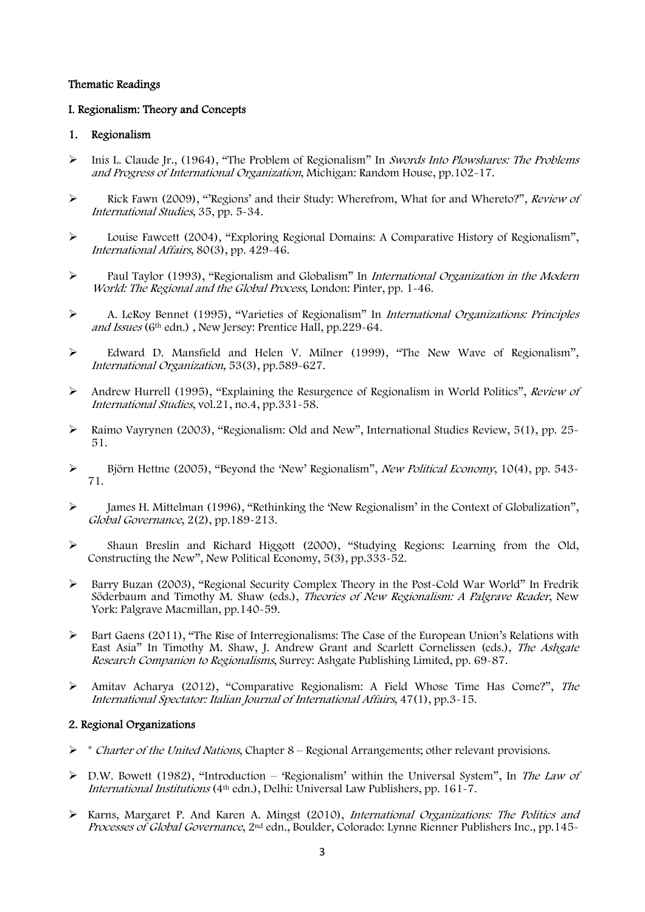## Thematic Readings

### I. Regionalism: Theory and Concepts

#### 1. Regionalism

- Inis L. Claude Jr., (1964), "The Problem of Regionalism" In *Swords Into Plowshares: The Problems and Progress of International Organization*, Michigan: Random House, pp.102-17.
- Rick Fawn (2009), "'Regions' and their Study: Wherefrom, What for and Whereto?", *Review of International Studies*, 35, pp. 5-34.
- Louise Fawcett (2004), "Exploring Regional Domains: A Comparative History of Regionalism", *International Affairs*, 80(3), pp. 429-46.
- Paul Taylor (1993), "Regionalism and Globalism" In *International Organization in the Modern World: The Regional and the Global Process*, London: Pinter, pp. 1-46.
- A. LeRoy Bennet (1995), "Varieties of Regionalism" In *International Organizations: Principles and Issues* (6th edn.) , New Jersey: Prentice Hall, pp.229-64.
- Edward D. Mansfield and Helen V. Milner (1999), "The New Wave of Regionalism", *International Organization*, 53(3), pp.589-627.
- Andrew Hurrell (1995), "Explaining the Resurgence of Regionalism in World Politics", *Review of International Studies*, vol.21, no.4, pp.331-58.
- Raimo Vayrynen (2003), "Regionalism: Old and New", International Studies Review, 5(1), pp. 25-51.
- Björn Hettne (2005), "Beyond the 'New' Regionalism", *New Political Economy*, 10(4), pp. 543-71.
- James H. Mittelman (1996), "Rethinking the 'New Regionalism' in the Context of Globalization", *Global Governance*, 2(2), pp.189-213.
- Shaun Breslin and Richard Higgott (2000), "Studying Regions: Learning from the Old, Constructing the New", New Political Economy, 5(3), pp.333-52.
- Barry Buzan (2003), "Regional Security Complex Theory in the Post-Cold War World" In Fredrik Söderbaum and Timothy M. Shaw (eds.), *Theories of New Regionalism: A Palgrave Reader*, New York: Palgrave Macmillan, pp.140-59.
- Bart Gaens (2011), "The Rise of Interregionalisms: The Case of the European Union's Relations with East Asia" In Timothy M. Shaw, J. Andrew Grant and Scarlett Cornelissen (eds.), *The Ashgate Research Companion to Regionalisms*, Surrey: Ashgate Publishing Limited, pp. 69-87.
- Amitav Acharya (2012), "Comparative Regionalism: A Field Whose Time Has Come?", *The International Spectator: Italian Journal of International Affairs*, 47(1), pp.3-15.

#### 2. Regional Organizations

- \* *Charter of the United Nations*, Chapter 8 – Regional Arrangements; other relevant provisions.
- D.W. Bowett (1982), "Introduction – 'Regionalism' within the Universal System", In *The Law of International Institutions* (4th edn.), Delhi: Universal Law Publishers, pp. 161-7.
- Karns, Margaret P. And Karen A. Mingst (2010), *International Organizations: The Politics and Processes of Global Governance*, 2nd edn., Boulder, Colorado: Lynne Rienner Publishers Inc., pp.145-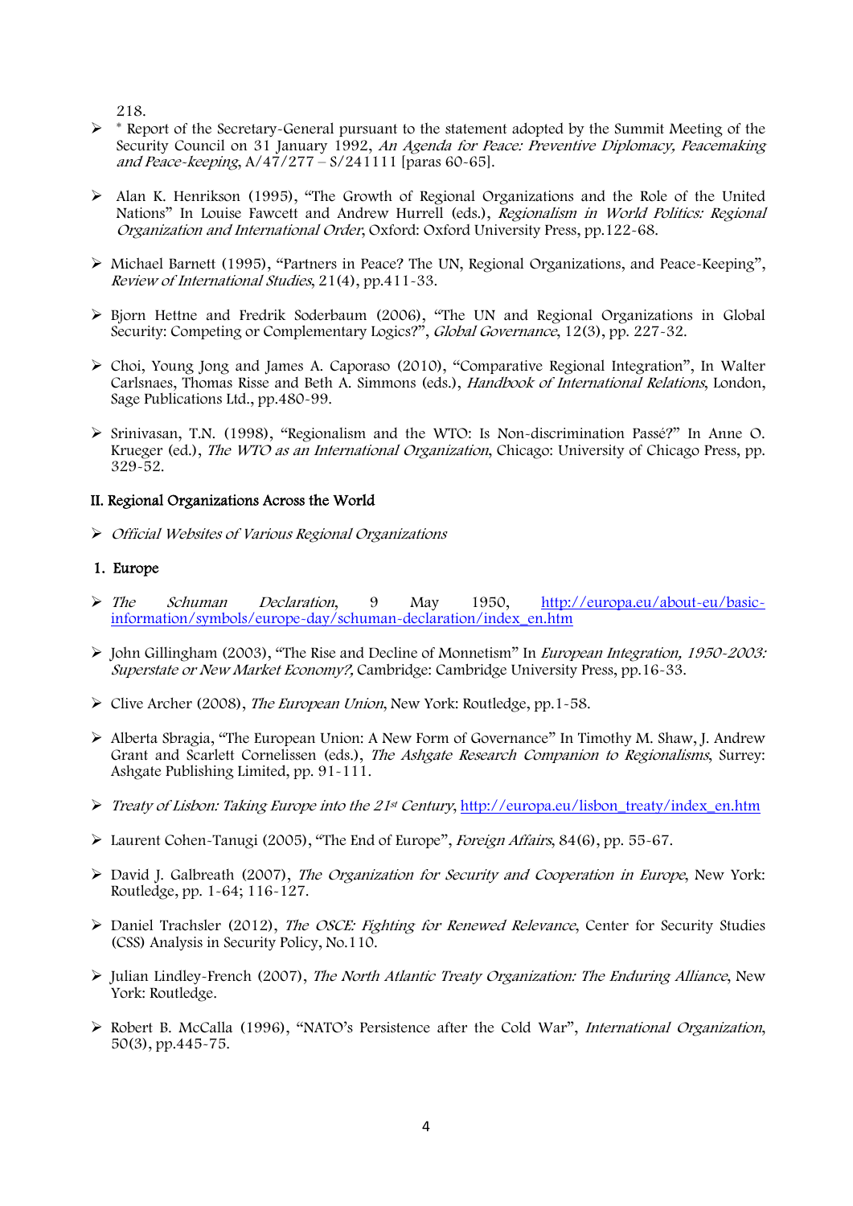218.

- * Report of the Secretary-General pursuant to the statement adopted by the Summit Meeting of the Security Council on 31 January 1992, *An Agenda for Peace: Preventive Diplomacy, Peacemaking and Peace-keeping*, A/47/277 – S/241111 [paras 60-65].

- Alan K. Henrikson (1995), "The Growth of Regional Organizations and the Role of the United Nations" In Louise Fawcett and Andrew Hurrell (eds.), *Regionalism in World Politics: Regional Organization and International Order*, Oxford: Oxford University Press, pp.122-68.

- Michael Barnett (1995), "Partners in Peace? The UN, Regional Organizations, and Peace-Keeping", *Review of International Studies*, 21(4), pp.411-33.

- Bjorn Hettne and Fredrik Soderbaum (2006), "The UN and Regional Organizations in Global Security: Competing or Complementary Logics?", *Global Governance*, 12(3), pp. 227-32.

- Choi, Young Jong and James A. Caporaso (2010), "Comparative Regional Integration", In Walter Carlsnaes, Thomas Risse and Beth A. Simmons (eds.), *Handbook of International Relations*, London, Sage Publications Ltd., pp.480-99.

- Srinivasan, T.N. (1998), "Regionalism and the WTO: Is Non-discrimination Passé?" In Anne O. Krueger (ed.), *The WTO as an International Organization*, Chicago: University of Chicago Press, pp. 329-52.

## II. Regional Organizations Across the World

- *Official Websites of Various Regional Organizations*

### 1. Europe

- *The Schuman Declaration*, 9 May 1950, http://europa.eu/about-eu/basic-information/symbols/europe-day/schuman-declaration/index_en.htm

- John Gillingham (2003), "The Rise and Decline of Monnetism" In *European Integration, 1950-2003: Superstate or New Market Economy?*, Cambridge: Cambridge University Press, pp.16-33.

- Clive Archer (2008), *The European Union*, New York: Routledge, pp.1-58.

- Alberta Sbragia, "The European Union: A New Form of Governance" In Timothy M. Shaw, J. Andrew Grant and Scarlett Cornelissen (eds.), *The Ashgate Research Companion to Regionalisms*, Surrey: Ashgate Publishing Limited, pp. 91-111.

- *Treaty of Lisbon: Taking Europe into the 21st Century*, http://europa.eu/lisbon_treaty/index_en.htm

- Laurent Cohen-Tanugi (2005), "The End of Europe", *Foreign Affairs*, 84(6), pp. 55-67.

- David J. Galbreath (2007), *The Organization for Security and Cooperation in Europe*, New York: Routledge, pp. 1-64; 116-127.

- Daniel Trachsler (2012), *The OSCE: Fighting for Renewed Relevance*, Center for Security Studies (CSS) Analysis in Security Policy, No.110.

- Julian Lindley-French (2007), *The North Atlantic Treaty Organization: The Enduring Alliance*, New York: Routledge.

- Robert B. McCalla (1996), "NATO's Persistence after the Cold War", *International Organization*, 50(3), pp.445-75.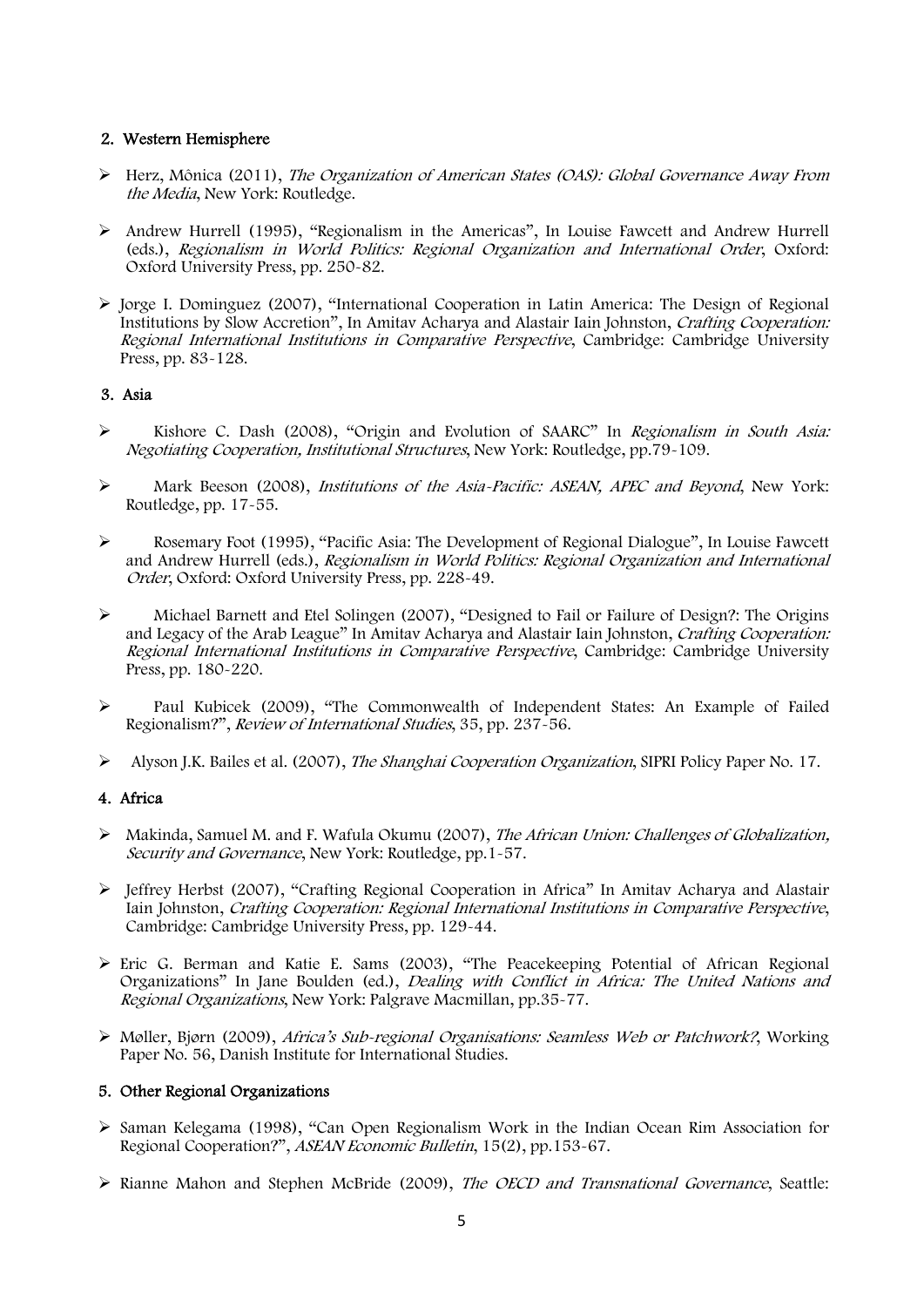## 2. Western Hemisphere

- Herz, Mônica (2011), *The Organization of American States (OAS): Global Governance Away From the Media*, New York: Routledge.

- Andrew Hurrell (1995), "Regionalism in the Americas", In Louise Fawcett and Andrew Hurrell (eds.), *Regionalism in World Politics: Regional Organization and International Order*, Oxford: Oxford University Press, pp. 250-82.

- Jorge I. Dominguez (2007), "International Cooperation in Latin America: The Design of Regional Institutions by Slow Accretion", In Amitav Acharya and Alastair Iain Johnston, *Crafting Cooperation: Regional International Institutions in Comparative Perspective*, Cambridge: Cambridge University Press, pp. 83-128.

## 3. Asia

- Kishore C. Dash (2008), "Origin and Evolution of SAARC" In *Regionalism in South Asia: Negotiating Cooperation, Institutional Structures*, New York: Routledge, pp.79-109.

- Mark Beeson (2008), *Institutions of the Asia-Pacific: ASEAN, APEC and Beyond*, New York: Routledge, pp. 17-55.

- Rosemary Foot (1995), "Pacific Asia: The Development of Regional Dialogue", In Louise Fawcett and Andrew Hurrell (eds.), *Regionalism in World Politics: Regional Organization and International Order*, Oxford: Oxford University Press, pp. 228-49.

- Michael Barnett and Etel Solingen (2007), "Designed to Fail or Failure of Design?: The Origins and Legacy of the Arab League" In Amitav Acharya and Alastair Iain Johnston, *Crafting Cooperation: Regional International Institutions in Comparative Perspective*, Cambridge: Cambridge University Press, pp. 180-220.

- Paul Kubicek (2009), "The Commonwealth of Independent States: An Example of Failed Regionalism?", *Review of International Studies*, 35, pp. 237-56.

- Alyson J.K. Bailes et al. (2007), *The Shanghai Cooperation Organization*, SIPRI Policy Paper No. 17.

## 4. Africa

- Makinda, Samuel M. and F. Wafula Okumu (2007), *The African Union: Challenges of Globalization, Security and Governance*, New York: Routledge, pp.1-57.

- Jeffrey Herbst (2007), "Crafting Regional Cooperation in Africa" In Amitav Acharya and Alastair Iain Johnston, *Crafting Cooperation: Regional International Institutions in Comparative Perspective*, Cambridge: Cambridge University Press, pp. 129-44.

- Eric G. Berman and Katie E. Sams (2003), "The Peacekeeping Potential of African Regional Organizations" In Jane Boulden (ed.), *Dealing with Conflict in Africa: The United Nations and Regional Organizations*, New York: Palgrave Macmillan, pp.35-77.

- Møller, Bjørn (2009), *Africa's Sub-regional Organisations: Seamless Web or Patchwork?*, Working Paper No. 56, Danish Institute for International Studies.

## 5. Other Regional Organizations

- Saman Kelegama (1998), "Can Open Regionalism Work in the Indian Ocean Rim Association for Regional Cooperation?", *ASEAN Economic Bulletin*, 15(2), pp.153-67.

- Rianne Mahon and Stephen McBride (2009), *The OECD and Transnational Governance*, Seattle: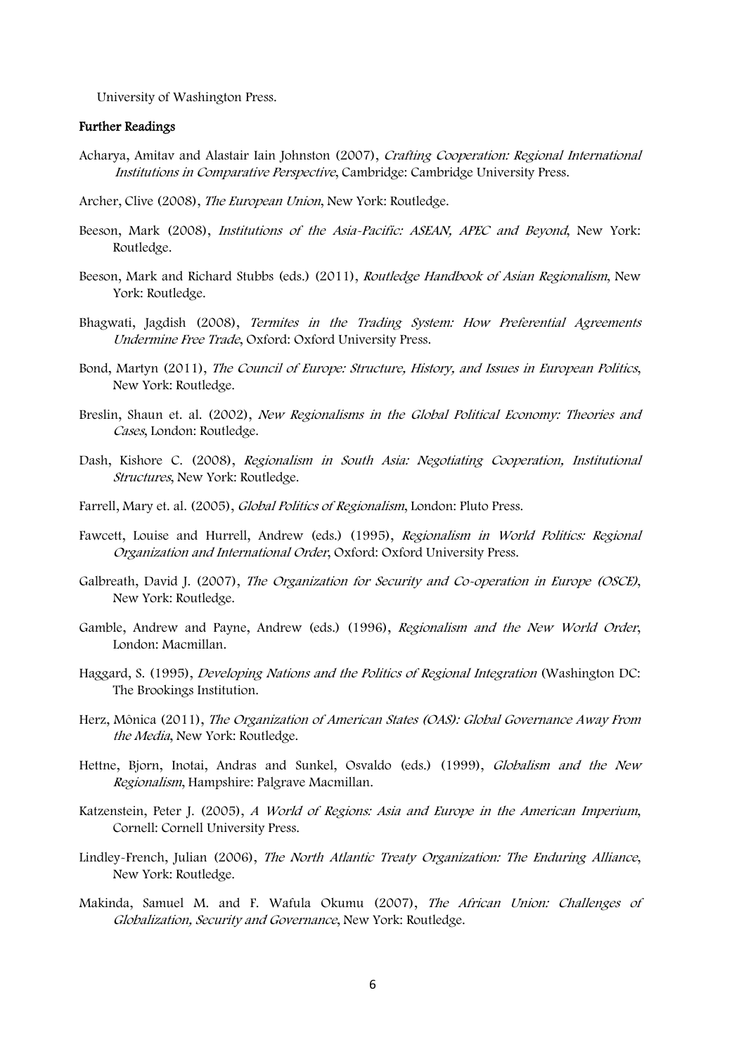University of Washington Press.

**Further Readings**

Acharya, Amitav and Alastair Iain Johnston (2007), *Crafting Cooperation: Regional International Institutions in Comparative Perspective*, Cambridge: Cambridge University Press.

Archer, Clive (2008), *The European Union*, New York: Routledge.

Beeson, Mark (2008), *Institutions of the Asia-Pacific: ASEAN, APEC and Beyond*, New York: Routledge.

Beeson, Mark and Richard Stubbs (eds.) (2011), *Routledge Handbook of Asian Regionalism*, New York: Routledge.

Bhagwati, Jagdish (2008), *Termites in the Trading System: How Preferential Agreements Undermine Free Trade*, Oxford: Oxford University Press.

Bond, Martyn (2011), *The Council of Europe: Structure, History, and Issues in European Politics*, New York: Routledge.

Breslin, Shaun et. al. (2002), *New Regionalisms in the Global Political Economy: Theories and Cases*, London: Routledge.

Dash, Kishore C. (2008), *Regionalism in South Asia: Negotiating Cooperation, Institutional Structures*, New York: Routledge.

Farrell, Mary et. al. (2005), *Global Politics of Regionalism*, London: Pluto Press.

Fawcett, Louise and Hurrell, Andrew (eds.) (1995), *Regionalism in World Politics: Regional Organization and International Order*, Oxford: Oxford University Press.

Galbreath, David J. (2007), *The Organization for Security and Co-operation in Europe (OSCE)*, New York: Routledge.

Gamble, Andrew and Payne, Andrew (eds.) (1996), *Regionalism and the New World Order*, London: Macmillan.

Haggard, S. (1995), *Developing Nations and the Politics of Regional Integration* (Washington DC: The Brookings Institution.

Herz, Mônica (2011), *The Organization of American States (OAS): Global Governance Away From the Media*, New York: Routledge.

Hettne, Bjorn, Inotai, Andras and Sunkel, Osvaldo (eds.) (1999), *Globalism and the New Regionalism*, Hampshire: Palgrave Macmillan.

Katzenstein, Peter J. (2005), *A World of Regions: Asia and Europe in the American Imperium*, Cornell: Cornell University Press.

Lindley-French, Julian (2006), *The North Atlantic Treaty Organization: The Enduring Alliance*, New York: Routledge.

Makinda, Samuel M. and F. Wafula Okumu (2007), *The African Union: Challenges of Globalization, Security and Governance*, New York: Routledge.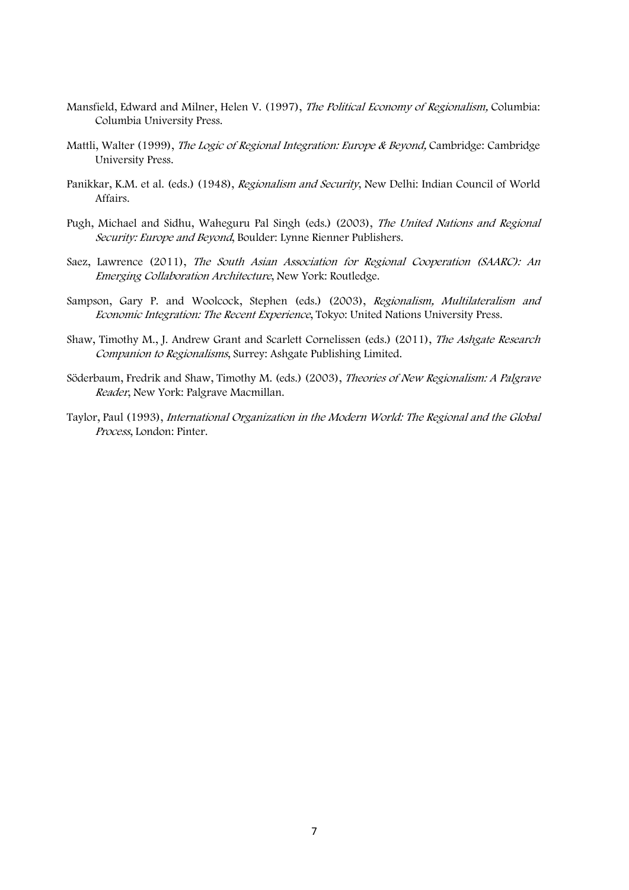Mansfield, Edward and Milner, Helen V. (1997), *The Political Economy of Regionalism,* Columbia: Columbia University Press.

Mattli, Walter (1999), *The Logic of Regional Integration: Europe & Beyond,* Cambridge: Cambridge University Press.

Panikkar, K.M. et al. (eds.) (1948), *Regionalism and Security*, New Delhi: Indian Council of World Affairs.

Pugh, Michael and Sidhu, Waheguru Pal Singh (eds.) (2003), *The United Nations and Regional Security: Europe and Beyond*, Boulder: Lynne Rienner Publishers.

Saez, Lawrence (2011), *The South Asian Association for Regional Cooperation (SAARC): An Emerging Collaboration Architecture*, New York: Routledge.

Sampson, Gary P. and Woolcock, Stephen (eds.) (2003), *Regionalism, Multilateralism and Economic Integration: The Recent Experience*, Tokyo: United Nations University Press.

Shaw, Timothy M., J. Andrew Grant and Scarlett Cornelissen (eds.) (2011), *The Ashgate Research Companion to Regionalisms*, Surrey: Ashgate Publishing Limited.

Söderbaum, Fredrik and Shaw, Timothy M. (eds.) (2003), *Theories of New Regionalism: A Palgrave Reader*, New York: Palgrave Macmillan.

Taylor, Paul (1993), *International Organization in the Modern World: The Regional and the Global Process*, London: Pinter.